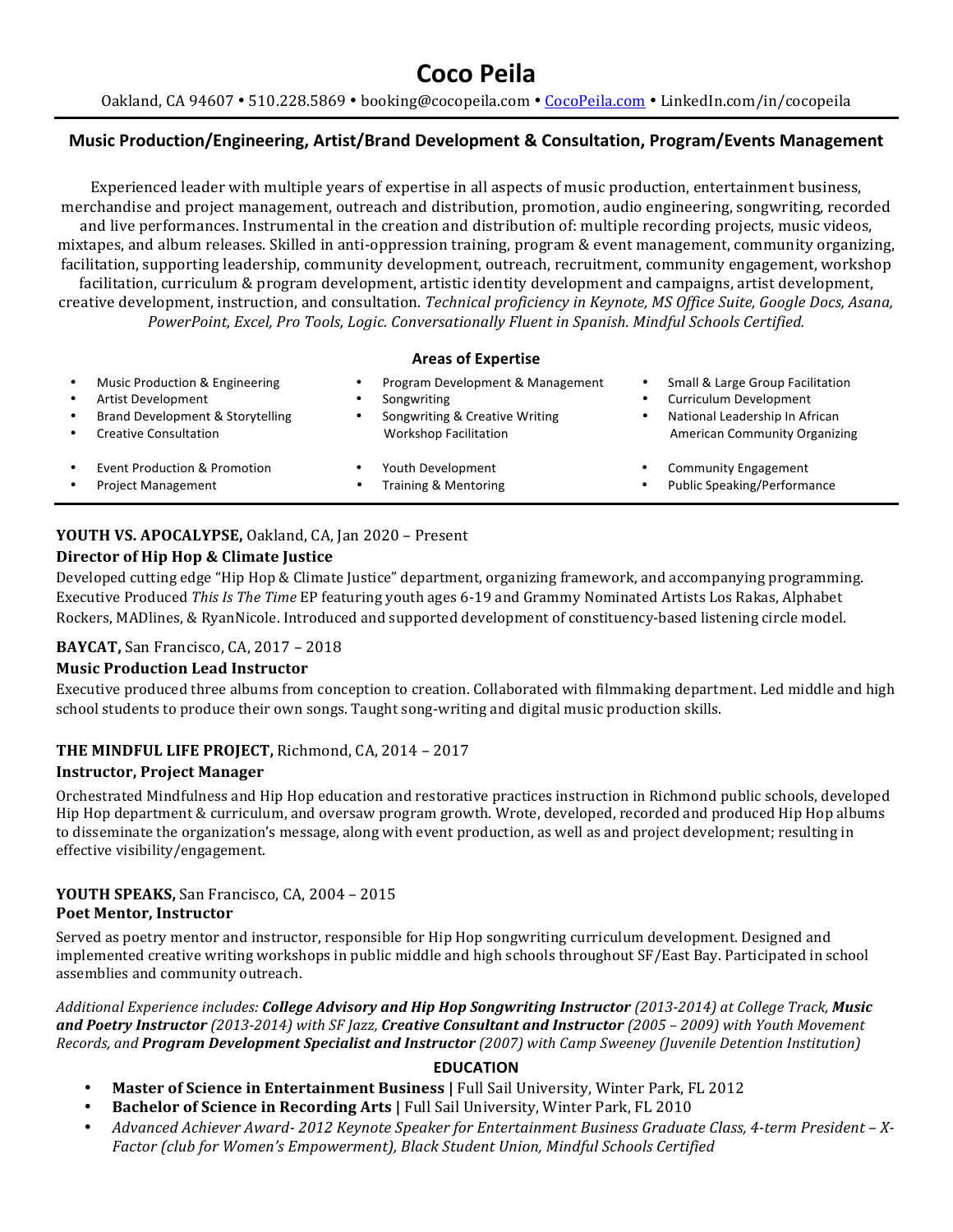# Coco Peila

Oakland, CA 94607 • 510.228.5869 • booking@cocopeila.com • CocoPeila.com • LinkedIn.com/in/cocopeila

## Music Production/Engineering, Artist/Brand Development & Consultation, Program/Events Management

Experienced leader with multiple years of expertise in all aspects of music production, entertainment business, merchandise and project management, outreach and distribution, promotion, audio engineering, songwriting, recorded and live performances. Instrumental in the creation and distribution of: multiple recording projects, music videos, mixtapes, and album releases. Skilled in anti-oppression training, program & event management, community organizing, facilitation, supporting leadership, community development, outreach, recruitment, community engagement, workshop facilitation, curriculum & program development, artistic identity development and campaigns, artist development, creative development, instruction, and consultation. *Technical proficiency in Keynote, MS Office Suite, Google Docs, Asana, PowerPoint, Excel, Pro Tools, Logic. Conversationally Fluent in Spanish. Mindful Schools Certified.*

### Areas of Expertise

- Music Production & Engineering
- Artist Development
- Brand Development & Storytelling
- Creative Consultation
- Event Production & Promotion
- Project Management
- Program Development & Management
- Songwriting
- Songwriting & Creative Writing Workshop Facilitation
- Youth Development
- Training & Mentoring
- Small & Large Group Facilitation
- Curriculum Development
- National Leadership In African American Community Organizing
- Community Engagement
- Public Speaking/Performance

**YOUTH VS. APOCALYPSE,** Oakland, CA, Jan 2020 – Present
**Director of Hip Hop & Climate Justice**
Developed cutting edge "Hip Hop & Climate Justice" department, organizing framework, and accompanying programming. Executive Produced *This Is The Time* EP featuring youth ages 6-19 and Grammy Nominated Artists Los Rakas, Alphabet Rockers, MADlines, & RyanNicole. Introduced and supported development of constituency-based listening circle model.

**BAYCAT,** San Francisco, CA, 2017 – 2018
**Music Production Lead Instructor**
Executive produced three albums from conception to creation. Collaborated with filmmaking department. Led middle and high school students to produce their own songs. Taught song-writing and digital music production skills.

**THE MINDFUL LIFE PROJECT,** Richmond, CA, 2014 – 2017
**Instructor, Project Manager**
Orchestrated Mindfulness and Hip Hop education and restorative practices instruction in Richmond public schools, developed Hip Hop department & curriculum, and oversaw program growth. Wrote, developed, recorded and produced Hip Hop albums to disseminate the organization's message, along with event production, as well as and project development; resulting in effective visibility/engagement.

**YOUTH SPEAKS,** San Francisco, CA, 2004 – 2015
**Poet Mentor, Instructor**
Served as poetry mentor and instructor, responsible for Hip Hop songwriting curriculum development. Designed and implemented creative writing workshops in public middle and high schools throughout SF/East Bay. Participated in school assemblies and community outreach.

*Additional Experience includes:* ***College Advisory and Hip Hop Songwriting Instructor*** *(2013-2014) at College Track,* ***Music and Poetry Instructor*** *(2013-2014) with SF Jazz,* ***Creative Consultant and Instructor*** *(2005 – 2009) with Youth Movement Records, and* ***Program Development Specialist and Instructor*** *(2007) with Camp Sweeney (Juvenile Detention Institution)*

### EDUCATION

- **Master of Science in Entertainment Business |** Full Sail University, Winter Park, FL 2012
- **Bachelor of Science in Recording Arts |** Full Sail University, Winter Park, FL 2010
- *Advanced Achiever Award- 2012 Keynote Speaker for Entertainment Business Graduate Class, 4-term President – X-Factor (club for Women's Empowerment), Black Student Union, Mindful Schools Certified*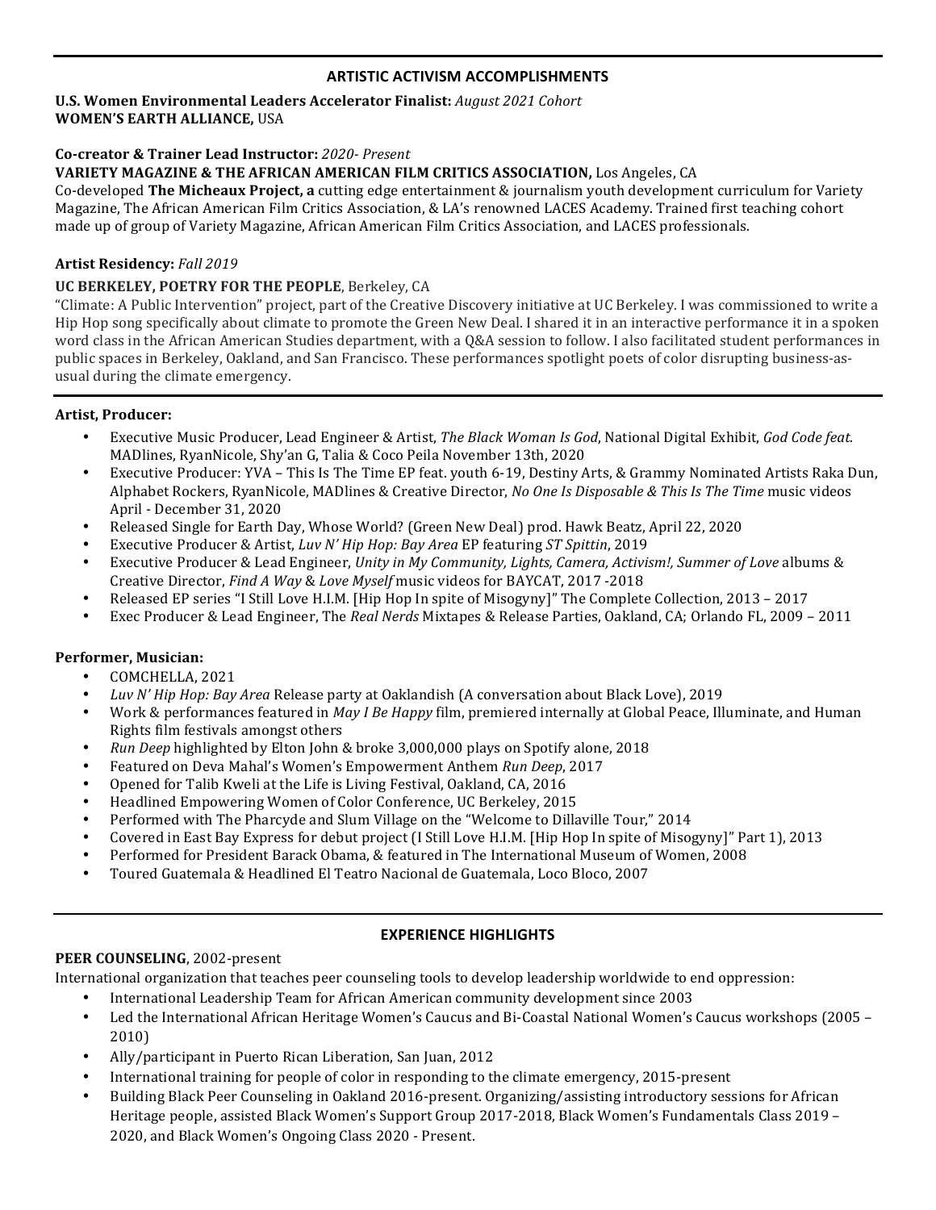## ARTISTIC ACTIVISM ACCOMPLISHMENTS

**U.S. Women Environmental Leaders Accelerator Finalist:** *August 2021 Cohort*
**WOMEN'S EARTH ALLIANCE,** USA

**Co-creator & Trainer Lead Instructor:** *2020- Present*
**VARIETY MAGAZINE & THE AFRICAN AMERICAN FILM CRITICS ASSOCIATION,** Los Angeles, CA
Co-developed **The Micheaux Project, a** cutting edge entertainment & journalism youth development curriculum for Variety Magazine, The African American Film Critics Association, & LA's renowned LACES Academy. Trained first teaching cohort made up of group of Variety Magazine, African American Film Critics Association, and LACES professionals.

**Artist Residency:** *Fall 2019*
**UC BERKELEY, POETRY FOR THE PEOPLE**, Berkeley, CA
"Climate: A Public Intervention" project, part of the Creative Discovery initiative at UC Berkeley. I was commissioned to write a Hip Hop song specifically about climate to promote the Green New Deal. I shared it in an interactive performance it in a spoken word class in the African American Studies department, with a Q&A session to follow. I also facilitated student performances in public spaces in Berkeley, Oakland, and San Francisco. These performances spotlight poets of color disrupting business-as-usual during the climate emergency.

**Artist, Producer:**

- Executive Music Producer, Lead Engineer & Artist, *The Black Woman Is God*, National Digital Exhibit, *God Code feat.* MADlines, RyanNicole, Shy'an G, Talia & Coco Peila November 13th, 2020
- Executive Producer: YVA – This Is The Time EP feat. youth 6-19, Destiny Arts, & Grammy Nominated Artists Raka Dun, Alphabet Rockers, RyanNicole, MADlines & Creative Director, *No One Is Disposable & This Is The Time* music videos April - December 31, 2020
- Released Single for Earth Day, Whose World? (Green New Deal) prod. Hawk Beatz, April 22, 2020
- Executive Producer & Artist, *Luv N' Hip Hop: Bay Area* EP featuring *ST Spittin*, 2019
- Executive Producer & Lead Engineer, *Unity in My Community, Lights, Camera, Activism!, Summer of Love* albums & Creative Director, *Find A Way* & *Love Myself* music videos for BAYCAT, 2017 -2018
- Released EP series "I Still Love H.I.M. [Hip Hop In spite of Misogyny]" The Complete Collection, 2013 – 2017
- Exec Producer & Lead Engineer, The *Real Nerds* Mixtapes & Release Parties, Oakland, CA; Orlando FL, 2009 – 2011

**Performer, Musician:**

- COMCHELLA, 2021
- *Luv N' Hip Hop: Bay Area* Release party at Oaklandish (A conversation about Black Love), 2019
- Work & performances featured in *May I Be Happy* film, premiered internally at Global Peace, Illuminate, and Human Rights film festivals amongst others
- *Run Deep* highlighted by Elton John & broke 3,000,000 plays on Spotify alone, 2018
- Featured on Deva Mahal's Women's Empowerment Anthem *Run Deep*, 2017
- Opened for Talib Kweli at the Life is Living Festival, Oakland, CA, 2016
- Headlined Empowering Women of Color Conference, UC Berkeley, 2015
- Performed with The Pharcyde and Slum Village on the "Welcome to Dillaville Tour," 2014
- Covered in East Bay Express for debut project (I Still Love H.I.M. [Hip Hop In spite of Misogyny]" Part 1), 2013
- Performed for President Barack Obama, & featured in The International Museum of Women, 2008
- Toured Guatemala & Headlined El Teatro Nacional de Guatemala, Loco Bloco, 2007

## EXPERIENCE HIGHLIGHTS

**PEER COUNSELING**, 2002-present
International organization that teaches peer counseling tools to develop leadership worldwide to end oppression:

- International Leadership Team for African American community development since 2003
- Led the International African Heritage Women's Caucus and Bi-Coastal National Women's Caucus workshops (2005 – 2010)
- Ally/participant in Puerto Rican Liberation, San Juan, 2012
- International training for people of color in responding to the climate emergency, 2015-present
- Building Black Peer Counseling in Oakland 2016-present. Organizing/assisting introductory sessions for African Heritage people, assisted Black Women's Support Group 2017-2018, Black Women's Fundamentals Class 2019 – 2020, and Black Women's Ongoing Class 2020 - Present.